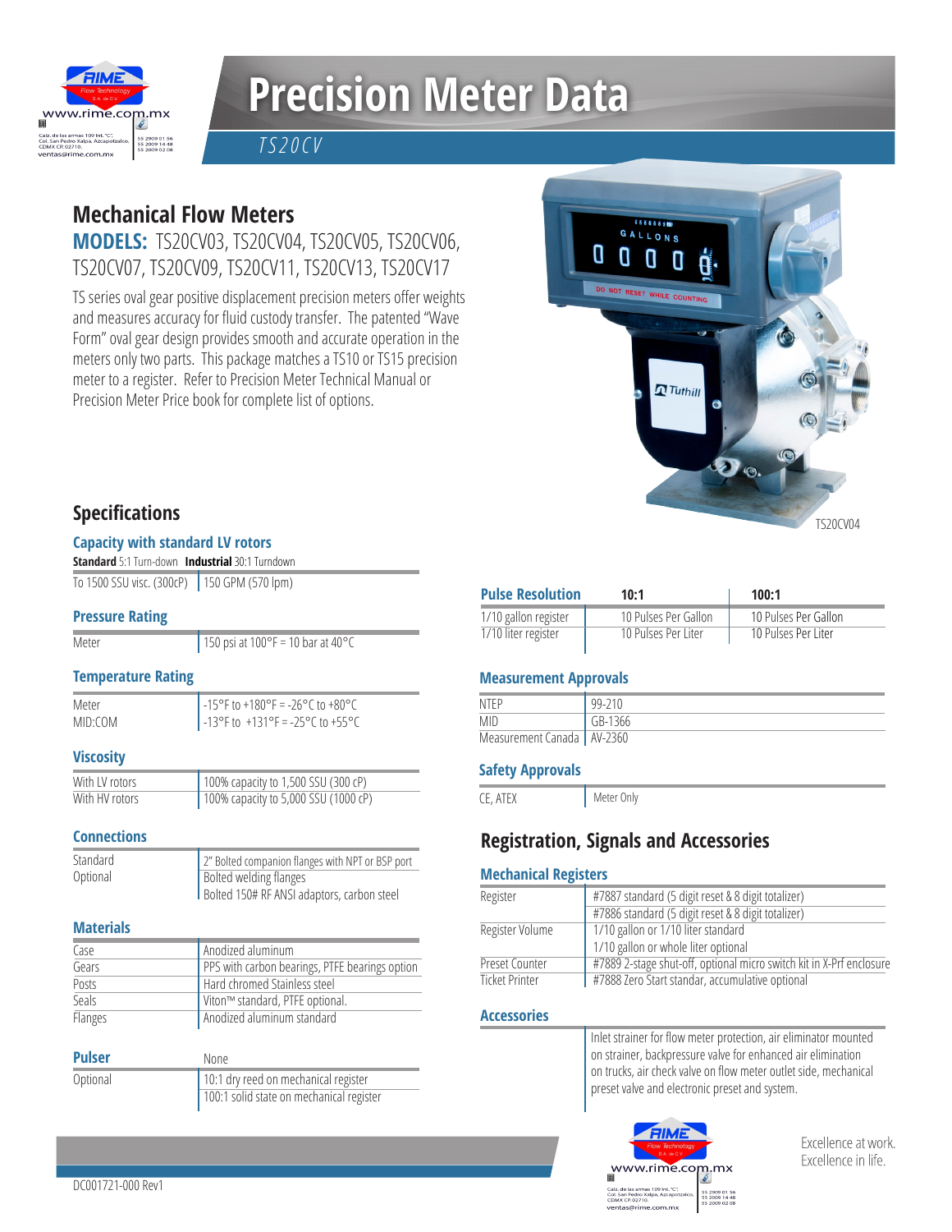# Precision Meter Data

*TS20CV*

## Mechanical Flow Meters

**MODELS:** TS20CV03, TS20CV04, TS20CV05, TS20CV06, TS20CV07, TS20CV09, TS20CV11, TS20CV13, TS20CV17

TS series oval gear positive displacement precision meters offer weights and measures accuracy for fluid custody transfer. The patented "Wave Form" oval gear design provides smooth and accurate operation in the meters only two parts. This package matches a TS10 or TS15 precision meter to a register. Refer to Precision Meter Technical Manual or Precision Meter Price book for complete list of options.

TS20CV04

## Specifications

### Capacity with standard LV rotors

**Standard** 5:1 Turn-down **Industrial** 30:1 Turndown

| | |
|---|---|
| To 1500 SSU visc. (300cP) | 150 GPM (570 lpm) |

### Pressure Rating

| | |
|---|---|
| Meter | 150 psi at 100°F = 10 bar at 40°C |

### Temperature Rating

| | |
|---|---|
| Meter | -15°F to +180°F = -26°C to +80°C |
| MID:COM | -13°F to +131°F = -25°C to +55°C |

### Viscosity

| | |
|---|---|
| With LV rotors | 100% capacity to 1,500 SSU (300 cP) |
| With HV rotors | 100% capacity to 5,000 SSU (1000 cP) |

### Connections

| | |
|---|---|
| Standard | 2" Bolted companion flanges with NPT or BSP port |
| Optional | Bolted welding flanges |
| | Bolted 150# RF ANSI adaptors, carbon steel |

### Materials

| | |
|---|---|
| Case | Anodized aluminum |
| Gears | PPS with carbon bearings, PTFE bearings option |
| Posts | Hard chromed Stainless steel |
| Seals | Viton™ standard, PTFE optional. |
| Flanges | Anodized aluminum standard |

### Pulser

| | |
|---|---|
| | None |
| Optional | 10:1 dry reed on mechanical register |
| | 100:1 solid state on mechanical register |

### Pulse Resolution

| | 10:1 | 100:1 |
|---|---|---|
| 1/10 gallon register | 10 Pulses Per Gallon | 10 Pulses Per Gallon |
| 1/10 liter register | 10 Pulses Per Liter | 10 Pulses Per Liter |

### Measurement Approvals

| | |
|---|---|
| NTEP | 99-210 |
| MID | GB-1366 |
| Measurement Canada | AV-2360 |

### Safety Approvals

| | |
|---|---|
| CE, ATEX | Meter Only |

## Registration, Signals and Accessories

### Mechanical Registers

| | |
|---|---|
| Register | #7887 standard (5 digit reset & 8 digit totalizer) |
| | #7886 standard (5 digit reset & 8 digit totalizer) |
| Register Volume | 1/10 gallon or 1/10 liter standard |
| | 1/10 gallon or whole liter optional |
| Preset Counter | #7889 2-stage shut-off, optional micro switch kit in X-Prf enclosure |
| Ticket Printer | #7888 Zero Start standar, accumulative optional |

### Accessories

Inlet strainer for flow meter protection, air eliminator mounted on strainer, backpressure valve for enhanced air elimination on trucks, air check valve on flow meter outlet side, mechanical preset valve and electronic preset and system.

Excellence at work.
Excellence in life.

DC001721-000 Rev1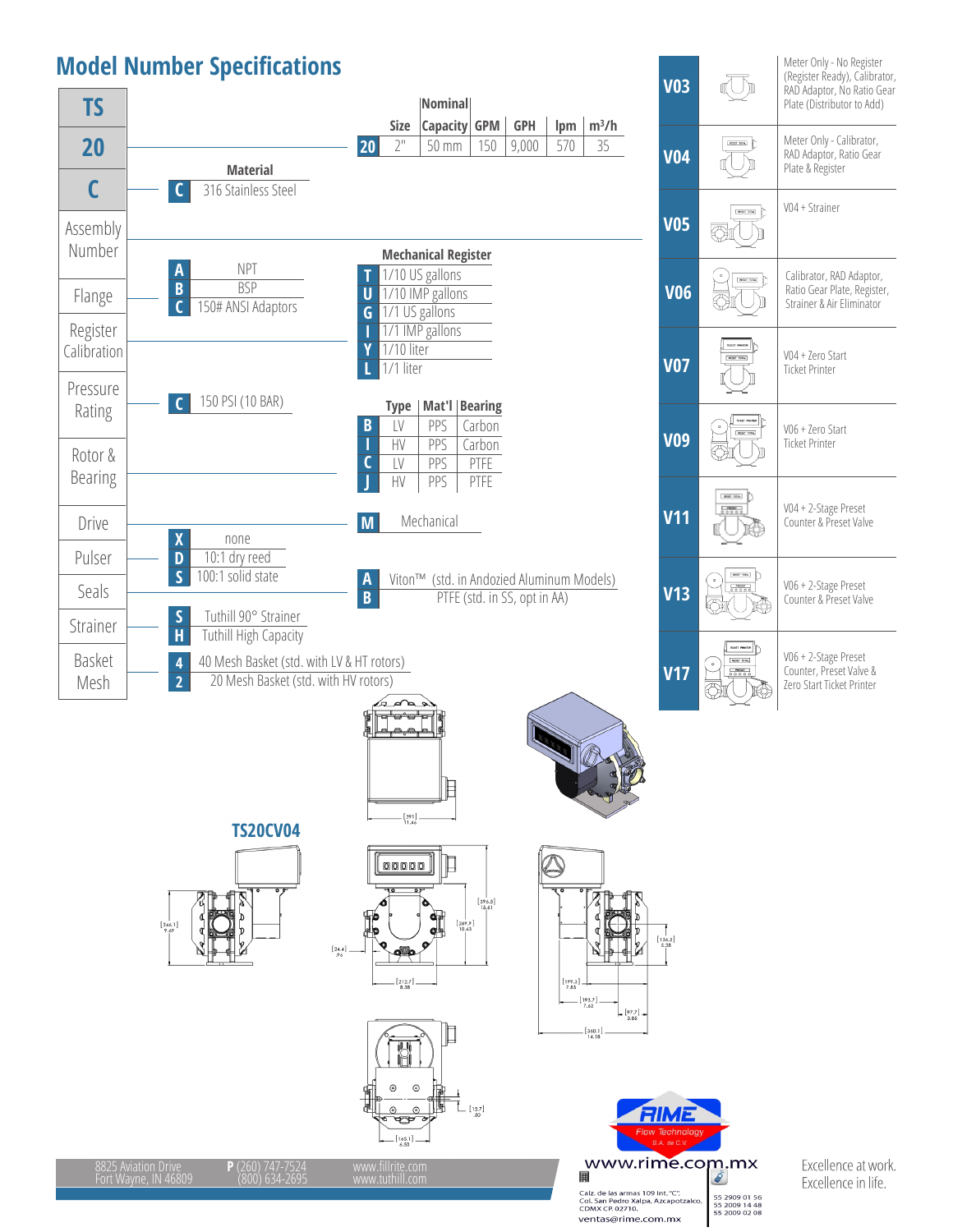# Model Number Specifications

| Code position | Option | Description |
|---|---|---|
| TS | | |
| 20 | 20 | Size 2" / 50 mm; Nominal Capacity: GPM 150, GPH 9,000, lpm 570, m³/h 35 |
| C | C | Material: 316 Stainless Steel |
| Assembly Number | | |
| Flange | A | NPT |
| | B | BSP |
| | C | 150# ANSI Adaptors |
| Register Calibration | | Mechanical Register |
| | T | 1/10 US gallons |
| | U | 1/10 IMP gallons |
| | G | 1/1 US gallons |
| | I | 1/1 IMP gallons |
| | Y | 1/10 liter |
| | L | 1/1 liter |
| Pressure Rating | C | 150 PSI (10 BAR) |
| Rotor & Bearing | | |
| Drive | M | Mechanical |
| Pulser | X | none |
| | D | 10:1 dry reed |
| | S | 100:1 solid state |
| Seals | A | Viton™ (std. in Andozied Aluminum Models) |
| | B | PTFE (std. in SS, opt in AA) |
| Strainer | S | Tuthill 90° Strainer |
| | H | Tuthill High Capacity |
| Basket Mesh | 4 | 40 Mesh Basket (std. with LV & HT rotors) |
| | 2 | 20 Mesh Basket (std. with HV rotors) |

| Size | | Nominal Capacity | GPM | GPH | lpm | m³/h |
|---|---|---|---|---|---|---|
| 20 | 2" | 50 mm | 150 | 9,000 | 570 | 35 |

**Rotor & Bearing**

| | Type | Mat'l | Bearing |
|---|---|---|---|
| B | LV | PPS | Carbon |
| I | HV | PPS | Carbon |
| C | LV | PPS | PTFE |
| J | HV | PPS | PTFE |

| Model | Description |
|---|---|
| V03 | Meter Only - No Register (Register Ready), Calibrator, RAD Adaptor, No Ratio Gear Plate (Distributor to Add) |
| V04 | Meter Only - Calibrator, RAD Adaptor, Ratio Gear Plate & Register |
| V05 | V04 + Strainer |
| V06 | Calibrator, RAD Adaptor, Ratio Gear Plate, Register, Strainer & Air Eliminator |
| V07 | V04 + Zero Start Ticket Printer |
| V09 | V06 + Zero Start Ticket Printer |
| V11 | V04 + 2-Stage Preset Counter & Preset Valve |
| V13 | V06 + 2-Stage Preset Counter & Preset Valve |
| V17 | V06 + 2-Stage Preset Counter, Preset Valve & Zero Start Ticket Printer |

## TS20CV04

[291] 11.46

[246.1] 9.69

[396.5] 15.61

[269.9] 10.63

[24.4] .96

[212.7] 8.38

[136.5] 5.38

[199.3] 7.85

[193.7] 7.63

[97.7] 3.85

[360.1] 14.18

[12.7] .50

[165.1] 6.50

8825 Aviation Drive
Fort Wayne, IN 46809

**P** (260) 747-7524
(800) 634-2695

www.fillrite.com
www.tuthill.com

RIME Flow Technology S.A. de C.V.

www.rime.com.mx

Calz. de las armas 109 Int."C",
Col. San Pedro Xalpa, Azcapotzalco,
CDMX CP. 02710.
ventas@rime.com.mx

55 2909 01 56
55 2009 14 48
55 2009 02 08

Excellence at work.
Excellence in life.